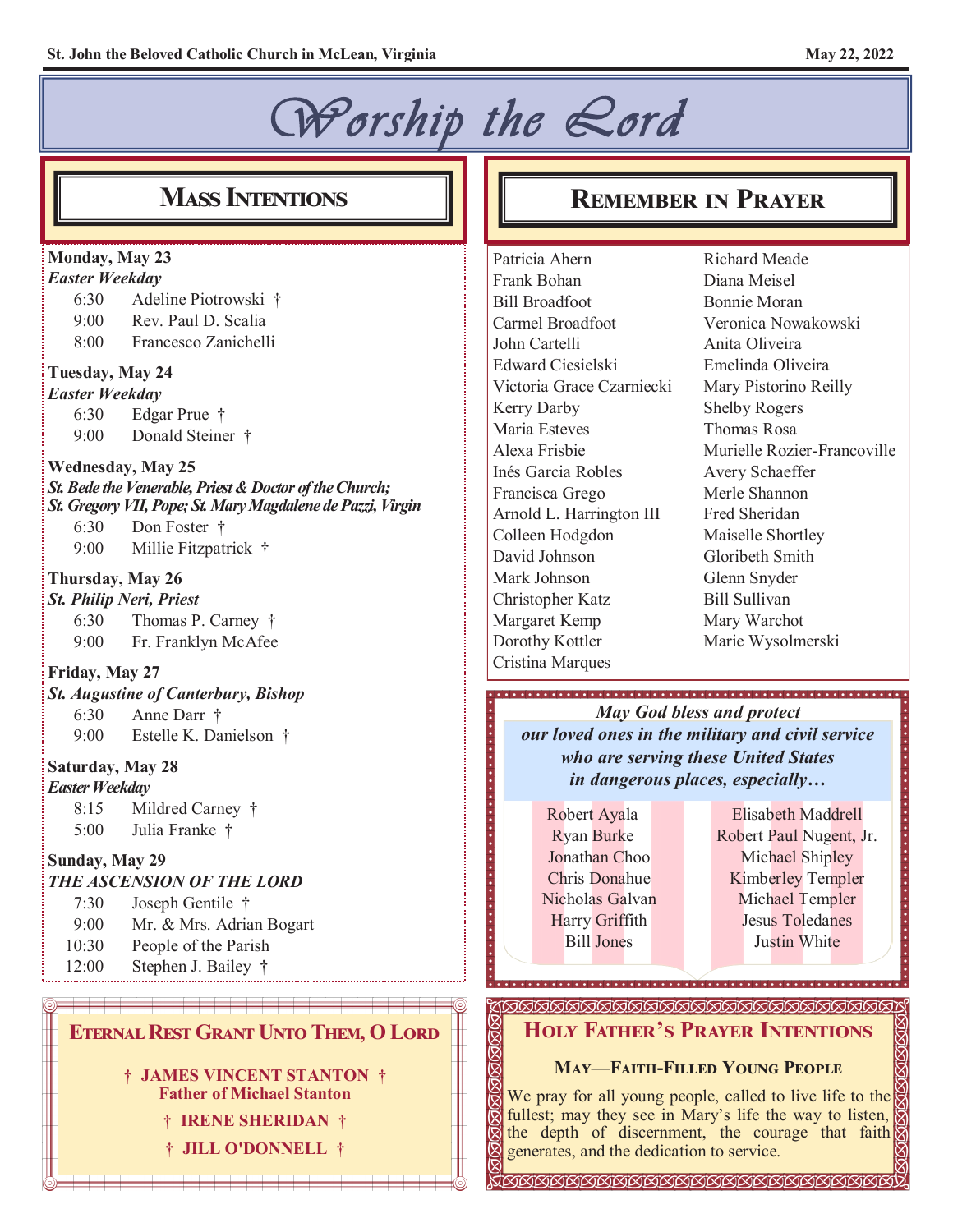# Worship the Lord

## Mass Intentions

**Monday, May 23**
*Easter Weekday*
- 6:30 Adeline Piotrowski †
- 9:00 Rev. Paul D. Scalia
- 8:00 Francesco Zanichelli

**Tuesday, May 24**
*Easter Weekday*
- 6:30 Edgar Prue †
- 9:00 Donald Steiner †

**Wednesday, May 25**
*St. Bede the Venerable, Priest & Doctor of the Church; St. Gregory VII, Pope; St. Mary Magdalene de Pazzi, Virgin*
- 6:30 Don Foster †
- 9:00 Millie Fitzpatrick †

**Thursday, May 26**
*St. Philip Neri, Priest*
- 6:30 Thomas P. Carney †
- 9:00 Fr. Franklyn McAfee

**Friday, May 27**
*St. Augustine of Canterbury, Bishop*
- 6:30 Anne Darr †
- 9:00 Estelle K. Danielson †

**Saturday, May 28**
*Easter Weekday*
- 8:15 Mildred Carney †
- 5:00 Julia Franke †

**Sunday, May 29**
*THE ASCENSION OF THE LORD*
- 7:30 Joseph Gentile †
- 9:00 Mr. & Mrs. Adrian Bogart
- 10:30 People of the Parish
- 12:00 Stephen J. Bailey †

## Eternal Rest Grant Unto Them, O Lord

**† JAMES VINCENT STANTON †**
**Father of Michael Stanton**

**† IRENE SHERIDAN †**

**† JILL O'DONNELL †**

## Remember in Prayer

Patricia Ahern
Frank Bohan
Bill Broadfoot
Carmel Broadfoot
John Cartelli
Edward Ciesielski
Victoria Grace Czarniecki
Kerry Darby
Maria Esteves
Alexa Frisbie
Inés Garcia Robles
Francisca Grego
Arnold L. Harrington III
Colleen Hodgdon
David Johnson
Mark Johnson
Christopher Katz
Margaret Kemp
Dorothy Kottler
Cristina Marques
Richard Meade
Diana Meisel
Bonnie Moran
Veronica Nowakowski
Anita Oliveira
Emelinda Oliveira
Mary Pistorino Reilly
Shelby Rogers
Thomas Rosa
Murielle Rozier-Francoville
Avery Schaeffer
Merle Shannon
Fred Sheridan
Maiselle Shortley
Gloribeth Smith
Glenn Snyder
Bill Sullivan
Mary Warchot
Marie Wysolmerski

***May God bless and protect our loved ones in the military and civil service who are serving these United States in dangerous places, especially…***

Robert Ayala
Ryan Burke
Jonathan Choo
Chris Donahue
Nicholas Galvan
Harry Griffith
Bill Jones
Elisabeth Maddrell
Robert Paul Nugent, Jr.
Michael Shipley
Kimberley Templer
Michael Templer
Jesus Toledanes
Justin White

## Holy Father's Prayer Intentions

### May—Faith-Filled Young People

We pray for all young people, called to live life to the fullest; may they see in Mary's life the way to listen, the depth of discernment, the courage that faith generates, and the dedication to service.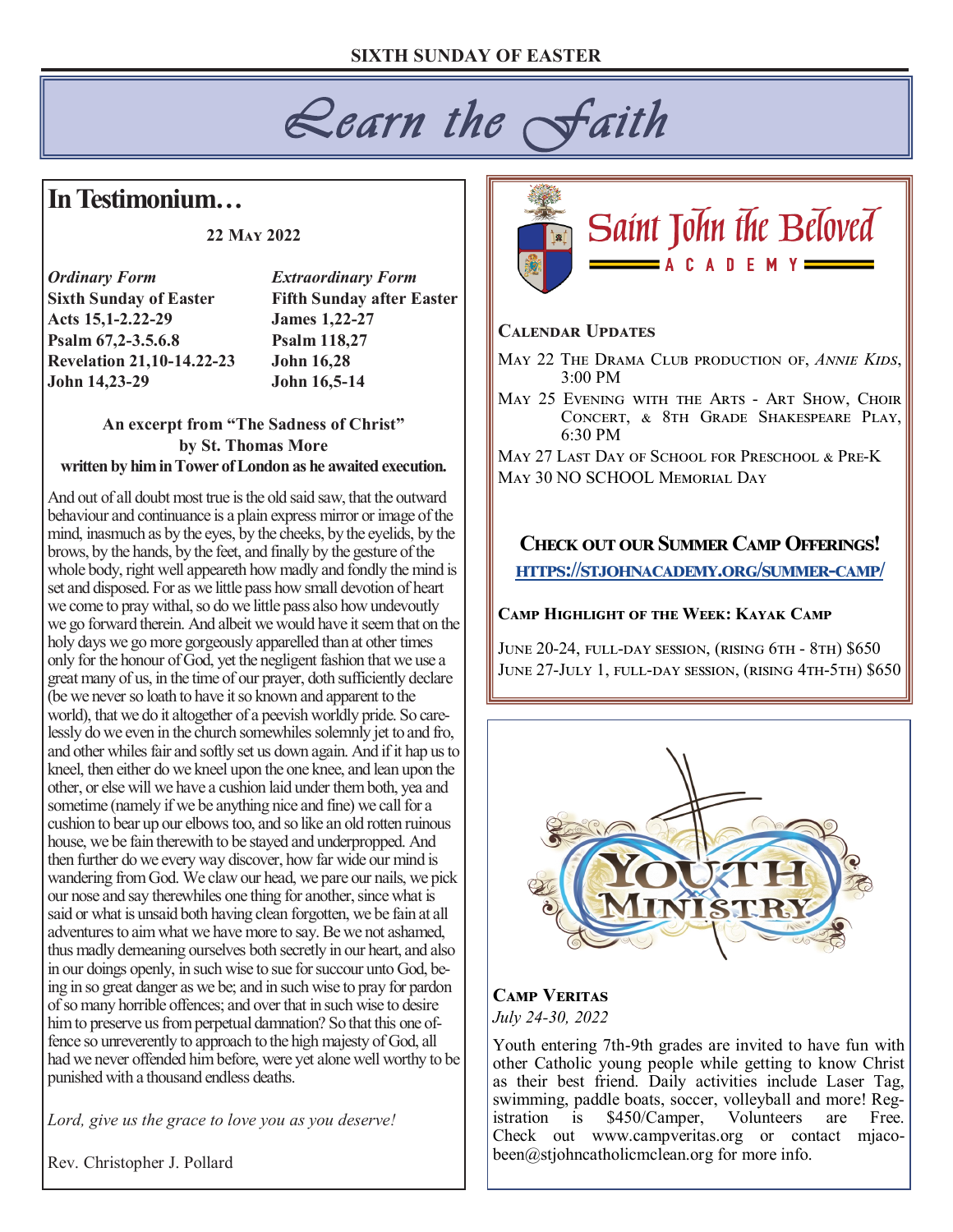# Learn the Faith

## In Testimonium…

**22 May 2022**

| *Ordinary Form* | *Extraordinary Form* |
|---|---|
| **Sixth Sunday of Easter** | **Fifth Sunday after Easter** |
| **Acts 15,1-2.22-29** | **James 1,22-27** |
| **Psalm 67,2-3.5.6.8** | **Psalm 118,27** |
| **Revelation 21,10-14.22-23** | **John 16,28** |
| **John 14,23-29** | **John 16,5-14** |

**An excerpt from "The Sadness of Christ" by St. Thomas More written by him in Tower of London as he awaited execution.**

And out of all doubt most true is the old said saw, that the outward behaviour and continuance is a plain express mirror or image of the mind, inasmuch as by the eyes, by the cheeks, by the eyelids, by the brows, by the hands, by the feet, and finally by the gesture of the whole body, right well appeareth how madly and fondly the mind is set and disposed. For as we little pass how small devotion of heart we come to pray withal, so do we little pass also how undevoutly we go forward therein. And albeit we would have it seem that on the holy days we go more gorgeously apparelled than at other times only for the honour of God, yet the negligent fashion that we use a great many of us, in the time of our prayer, doth sufficiently declare (be we never so loath to have it so known and apparent to the world), that we do it altogether of a peevish worldly pride. So carelessly do we even in the church somewhiles solemnly jet to and fro, and other whiles fair and softly set us down again. And if it hap us to kneel, then either do we kneel upon the one knee, and lean upon the other, or else will we have a cushion laid under them both, yea and sometime (namely if we be anything nice and fine) we call for a cushion to bear up our elbows too, and so like an old rotten ruinous house, we be fain therewith to be stayed and underpropped. And then further do we every way discover, how far wide our mind is wandering from God. We claw our head, we pare our nails, we pick our nose and say therewhiles one thing for another, since what is said or what is unsaid both having clean forgotten, we be fain at all adventures to aim what we have more to say. Be we not ashamed, thus madly demeaning ourselves both secretly in our heart, and also in our doings openly, in such wise to sue for succour unto God, being in so great danger as we be; and in such wise to pray for pardon of so many horrible offences; and over that in such wise to desire him to preserve us from perpetual damnation? So that this one offence so unreverently to approach to the high majesty of God, all had we never offended him before, were yet alone well worthy to be punished with a thousand endless deaths.

*Lord, give us the grace to love you as you deserve!*

Rev. Christopher J. Pollard

## Saint John the Beloved Academy

### Calendar Updates

May 22 The Drama Club production of, *Annie Kids*, 3:00 PM
May 25 Evening with the Arts - Art Show, Choir Concert, & 8th Grade Shakespeare Play, 6:30 PM
May 27 Last Day of School for Preschool & Pre-K
May 30 NO SCHOOL Memorial Day

### Check out our Summer Camp Offerings!

https://stjohnacademy.org/summer-camp/

**Camp Highlight of the Week: Kayak Camp**

June 20-24, full-day session, (rising 6th - 8th) $650
June 27-July 1, full-day session, (rising 4th-5th) $650

## Youth Ministry

### Camp Veritas

*July 24-30, 2022*

Youth entering 7th-9th grades are invited to have fun with other Catholic young people while getting to know Christ as their best friend. Daily activities include Laser Tag, swimming, paddle boats, soccer, volleyball and more! Registration is $450/Camper, Volunteers are Free. Check out www.campveritas.org or contact mjacobeen@stjohncatholicmclean.org for more info.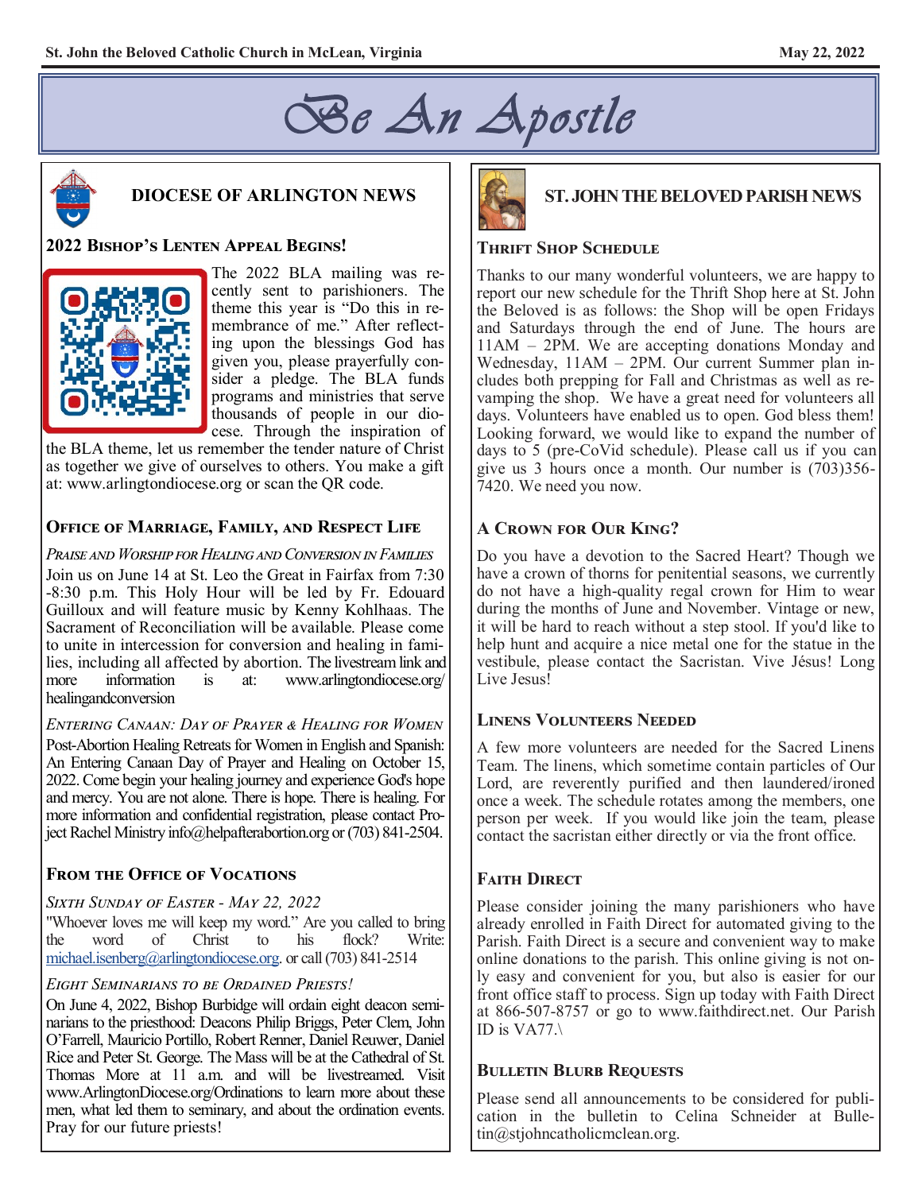# Be An Apostle

## DIOCESE OF ARLINGTON NEWS

### 2022 Bishop's Lenten Appeal Begins!

The 2022 BLA mailing was recently sent to parishioners. The theme this year is "Do this in remembrance of me." After reflecting upon the blessings God has given you, please prayerfully consider a pledge. The BLA funds programs and ministries that serve thousands of people in our diocese. Through the inspiration of the BLA theme, let us remember the tender nature of Christ as together we give of ourselves to others. You make a gift at: www.arlingtondiocese.org or scan the QR code.

### Office of Marriage, Family, and Respect Life

*Praise and Worship for Healing and Conversion in Families*

Join us on June 14 at St. Leo the Great in Fairfax from 7:30 -8:30 p.m. This Holy Hour will be led by Fr. Edouard Guilloux and will feature music by Kenny Kohlhaas. The Sacrament of Reconciliation will be available. Please come to unite in intercession for conversion and healing in families, including all affected by abortion. The livestream link and more information is at: www.arlingtondiocese.org/healingandconversion

*Entering Canaan: Day of Prayer & Healing for Women*

Post-Abortion Healing Retreats for Women in English and Spanish: An Entering Canaan Day of Prayer and Healing on October 15, 2022. Come begin your healing journey and experience God's hope and mercy. You are not alone. There is hope. There is healing. For more information and confidential registration, please contact Project Rachel Ministry info@helpafterabortion.org or (703) 841-2504.

### From the Office of Vocations

*Sixth Sunday of Easter - May 22, 2022*

"Whoever loves me will keep my word." Are you called to bring the word of Christ to his flock? Write: michael.isenberg@arlingtondiocese.org. or call (703) 841-2514

*Eight Seminarians to be Ordained Priests!*

On June 4, 2022, Bishop Burbidge will ordain eight deacon seminarians to the priesthood: Deacons Philip Briggs, Peter Clem, John O'Farrell, Mauricio Portillo, Robert Renner, Daniel Reuwer, Daniel Rice and Peter St. George. The Mass will be at the Cathedral of St. Thomas More at 11 a.m. and will be livestreamed. Visit www.ArlingtonDiocese.org/Ordinations to learn more about these men, what led them to seminary, and about the ordination events. Pray for our future priests!

## ST. JOHN THE BELOVED PARISH NEWS

### Thrift Shop Schedule

Thanks to our many wonderful volunteers, we are happy to report our new schedule for the Thrift Shop here at St. John the Beloved is as follows: the Shop will be open Fridays and Saturdays through the end of June. The hours are 11AM – 2PM. We are accepting donations Monday and Wednesday, 11AM – 2PM. Our current Summer plan includes both prepping for Fall and Christmas as well as revamping the shop. We have a great need for volunteers all days. Volunteers have enabled us to open. God bless them! Looking forward, we would like to expand the number of days to 5 (pre-CoVid schedule). Please call us if you can give us 3 hours once a month. Our number is (703)356-7420. We need you now.

### A Crown for Our King?

Do you have a devotion to the Sacred Heart? Though we have a crown of thorns for penitential seasons, we currently do not have a high-quality regal crown for Him to wear during the months of June and November. Vintage or new, it will be hard to reach without a step stool. If you'd like to help hunt and acquire a nice metal one for the statue in the vestibule, please contact the Sacristan. Vive Jésus! Long Live Jesus!

### Linens Volunteers Needed

A few more volunteers are needed for the Sacred Linens Team. The linens, which sometime contain particles of Our Lord, are reverently purified and then laundered/ironed once a week. The schedule rotates among the members, one person per week. If you would like join the team, please contact the sacristan either directly or via the front office.

### Faith Direct

Please consider joining the many parishioners who have already enrolled in Faith Direct for automated giving to the Parish. Faith Direct is a secure and convenient way to make online donations to the parish. This online giving is not only easy and convenient for you, but also is easier for our front office staff to process. Sign up today with Faith Direct at 866-507-8757 or go to www.faithdirect.net. Our Parish ID is VA77.\

### Bulletin Blurb Requests

Please send all announcements to be considered for publication in the bulletin to Celina Schneider at Bulletin@stjohncatholicmclean.org.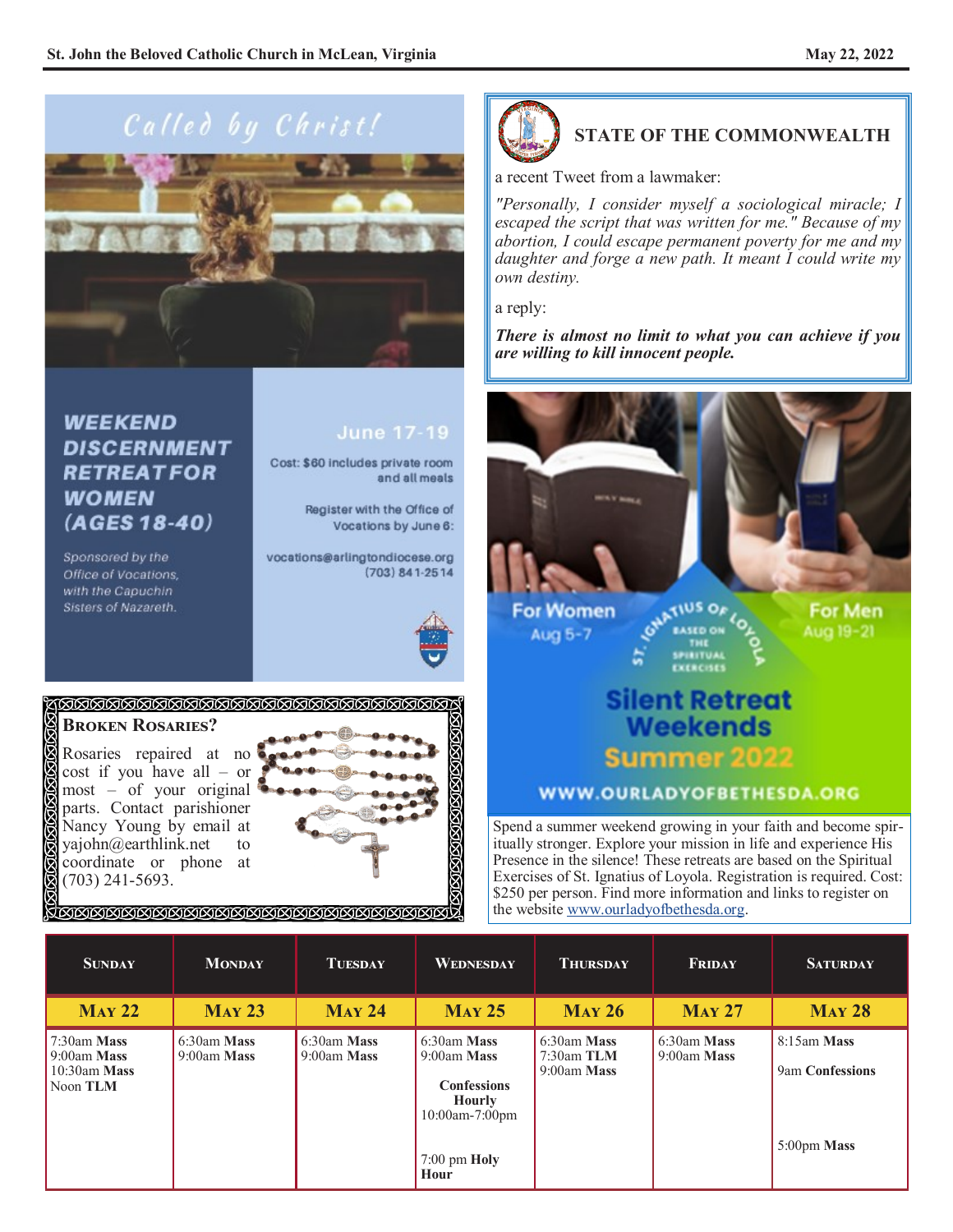## Called by Christ!

### WEEKEND DISCERNMENT RETREAT FOR WOMEN (AGES 18-40)

*Sponsored by the Office of Vocations, with the Capuchin Sisters of Nazareth.*

**June 17-19**

Cost: $60 includes private room and all meals

Register with the Office of Vocations by June 6:

vocations@arlingtondiocese.org
(703) 841-2514

### BROKEN ROSARIES?

Rosaries repaired at no cost if you have all – or most – of your original parts. Contact parishioner Nancy Young by email at yajohn@earthlink.net to coordinate or phone at (703) 241-5693.

### STATE OF THE COMMONWEALTH

a recent Tweet from a lawmaker:

*"Personally, I consider myself a sociological miracle; I escaped the script that was written for me." Because of my abortion, I could escape permanent poverty for me and my daughter and forge a new path. It meant I could write my own destiny.*

a reply:

***There is almost no limit to what you can achieve if you are willing to kill innocent people.***

### Silent Retreat Weekends Summer 2022

St. Ignatius of Loyola — Based on the Spiritual Exercises

For Women Aug 5-7

For Men Aug 19-21

WWW.OURLADYOFBETHESDA.ORG

Spend a summer weekend growing in your faith and become spiritually stronger. Explore your mission in life and experience His Presence in the silence! These retreats are based on the Spiritual Exercises of St. Ignatius of Loyola. Registration is required. Cost: $250 per person. Find more information and links to register on the website www.ourladyofbethesda.org.

| SUNDAY | MONDAY | TUESDAY | WEDNESDAY | THURSDAY | FRIDAY | SATURDAY |
|---|---|---|---|---|---|---|
| **MAY 22** | **MAY 23** | **MAY 24** | **MAY 25** | **MAY 26** | **MAY 27** | **MAY 28** |
| 7:30am **Mass**<br>9:00am **Mass**<br>10:30am **Mass**<br>Noon **TLM** | 6:30am **Mass**<br>9:00am **Mass** | 6:30am **Mass**<br>9:00am **Mass** | 6:30am **Mass**<br>9:00am **Mass**<br><br>**Confessions Hourly**<br>10:00am-7:00pm<br><br>7:00 pm **Holy Hour** | 6:30am **Mass**<br>7:30am **TLM**<br>9:00am **Mass** | 6:30am **Mass**<br>9:00am **Mass** | 8:15am **Mass**<br><br>9am **Confessions**<br><br>5:00pm **Mass** |